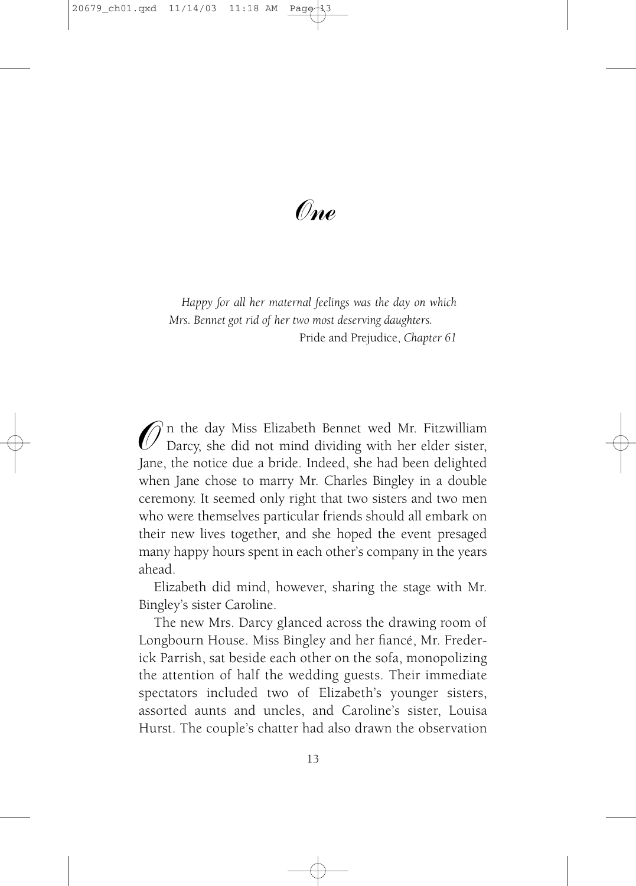# One

*Happy for all her maternal feelings was the day on which Mrs. Bennet got rid of her two most deserving daughters.*
Pride and Prejudice, *Chapter 61*

On the day Miss Elizabeth Bennet wed Mr. Fitzwilliam Darcy, she did not mind dividing with her elder sister, Jane, the notice due a bride. Indeed, she had been delighted when Jane chose to marry Mr. Charles Bingley in a double ceremony. It seemed only right that two sisters and two men who were themselves particular friends should all embark on their new lives together, and she hoped the event presaged many happy hours spent in each other's company in the years ahead.

Elizabeth did mind, however, sharing the stage with Mr. Bingley's sister Caroline.

The new Mrs. Darcy glanced across the drawing room of Longbourn House. Miss Bingley and her fiancé, Mr. Frederick Parrish, sat beside each other on the sofa, monopolizing the attention of half the wedding guests. Their immediate spectators included two of Elizabeth's younger sisters, assorted aunts and uncles, and Caroline's sister, Louisa Hurst. The couple's chatter had also drawn the observation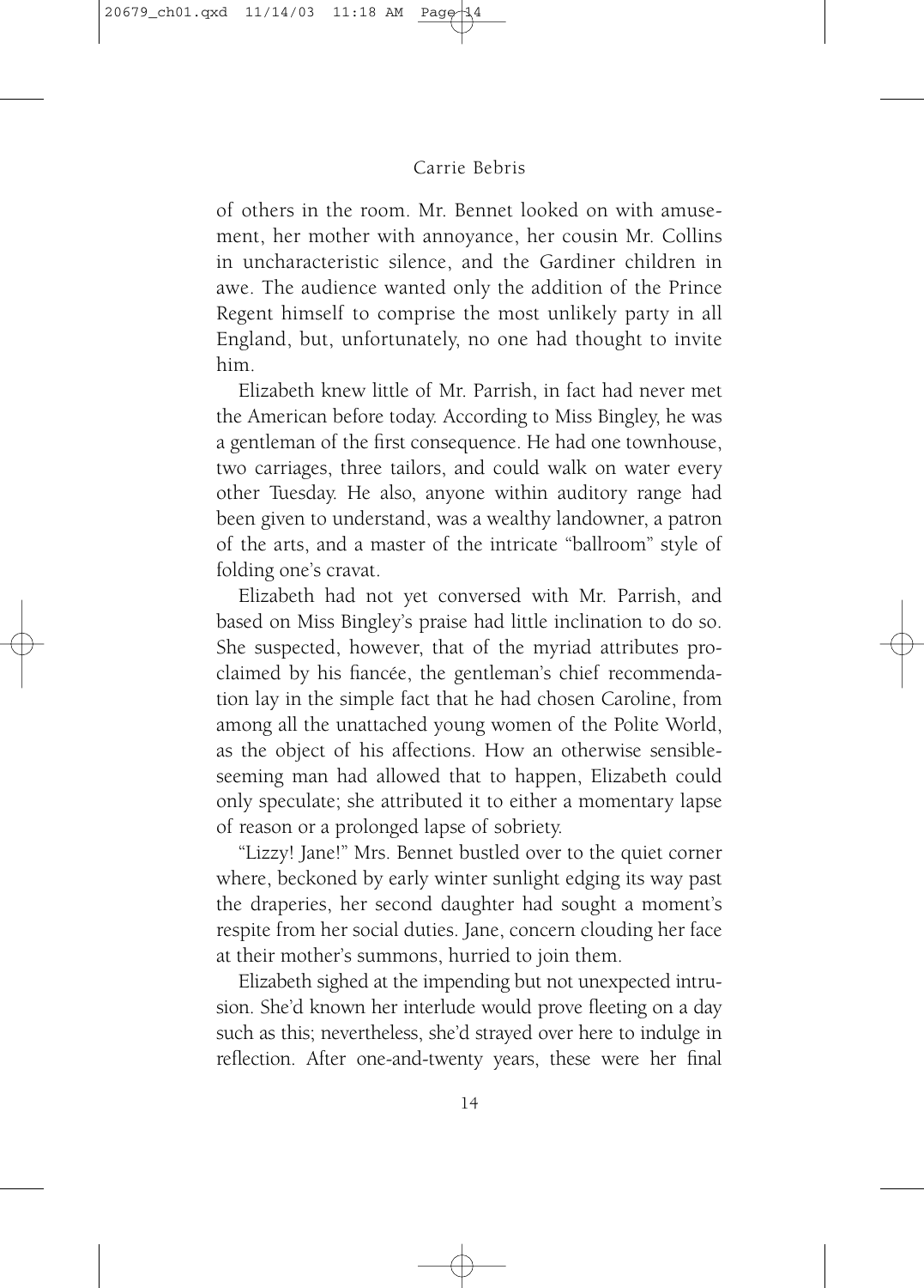of others in the room. Mr. Bennet looked on with amusement, her mother with annoyance, her cousin Mr. Collins in uncharacteristic silence, and the Gardiner children in awe. The audience wanted only the addition of the Prince Regent himself to comprise the most unlikely party in all England, but, unfortunately, no one had thought to invite him.

Elizabeth knew little of Mr. Parrish, in fact had never met the American before today. According to Miss Bingley, he was a gentleman of the first consequence. He had one townhouse, two carriages, three tailors, and could walk on water every other Tuesday. He also, anyone within auditory range had been given to understand, was a wealthy landowner, a patron of the arts, and a master of the intricate "ballroom" style of folding one's cravat.

Elizabeth had not yet conversed with Mr. Parrish, and based on Miss Bingley's praise had little inclination to do so. She suspected, however, that of the myriad attributes proclaimed by his fiancée, the gentleman's chief recommendation lay in the simple fact that he had chosen Caroline, from among all the unattached young women of the Polite World, as the object of his affections. How an otherwise sensible-seeming man had allowed that to happen, Elizabeth could only speculate; she attributed it to either a momentary lapse of reason or a prolonged lapse of sobriety.

"Lizzy! Jane!" Mrs. Bennet bustled over to the quiet corner where, beckoned by early winter sunlight edging its way past the draperies, her second daughter had sought a moment's respite from her social duties. Jane, concern clouding her face at their mother's summons, hurried to join them.

Elizabeth sighed at the impending but not unexpected intrusion. She'd known her interlude would prove fleeting on a day such as this; nevertheless, she'd strayed over here to indulge in reflection. After one-and-twenty years, these were her final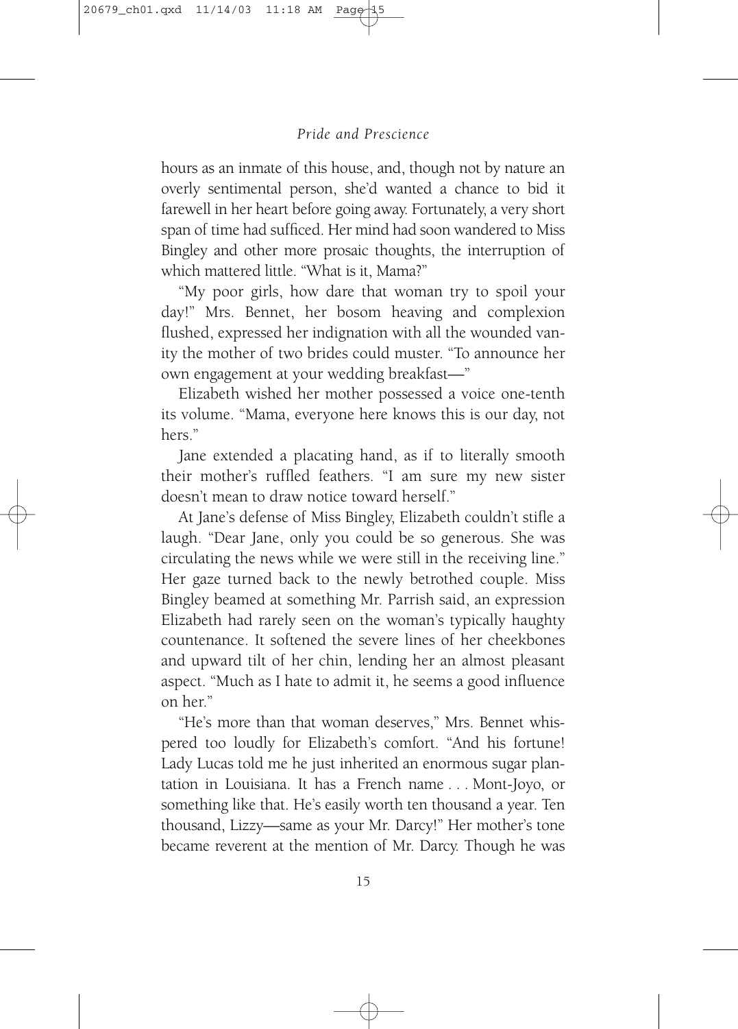hours as an inmate of this house, and, though not by nature an overly sentimental person, she'd wanted a chance to bid it farewell in her heart before going away. Fortunately, a very short span of time had sufficed. Her mind had soon wandered to Miss Bingley and other more prosaic thoughts, the interruption of which mattered little. "What is it, Mama?"

"My poor girls, how dare that woman try to spoil your day!" Mrs. Bennet, her bosom heaving and complexion flushed, expressed her indignation with all the wounded vanity the mother of two brides could muster. "To announce her own engagement at your wedding breakfast—"

Elizabeth wished her mother possessed a voice one-tenth its volume. "Mama, everyone here knows this is our day, not hers."

Jane extended a placating hand, as if to literally smooth their mother's ruffled feathers. "I am sure my new sister doesn't mean to draw notice toward herself."

At Jane's defense of Miss Bingley, Elizabeth couldn't stifle a laugh. "Dear Jane, only you could be so generous. She was circulating the news while we were still in the receiving line." Her gaze turned back to the newly betrothed couple. Miss Bingley beamed at something Mr. Parrish said, an expression Elizabeth had rarely seen on the woman's typically haughty countenance. It softened the severe lines of her cheekbones and upward tilt of her chin, lending her an almost pleasant aspect. "Much as I hate to admit it, he seems a good influence on her."

"He's more than that woman deserves," Mrs. Bennet whispered too loudly for Elizabeth's comfort. "And his fortune! Lady Lucas told me he just inherited an enormous sugar plantation in Louisiana. It has a French name . . . Mont-Joyo, or something like that. He's easily worth ten thousand a year. Ten thousand, Lizzy—same as your Mr. Darcy!" Her mother's tone became reverent at the mention of Mr. Darcy. Though he was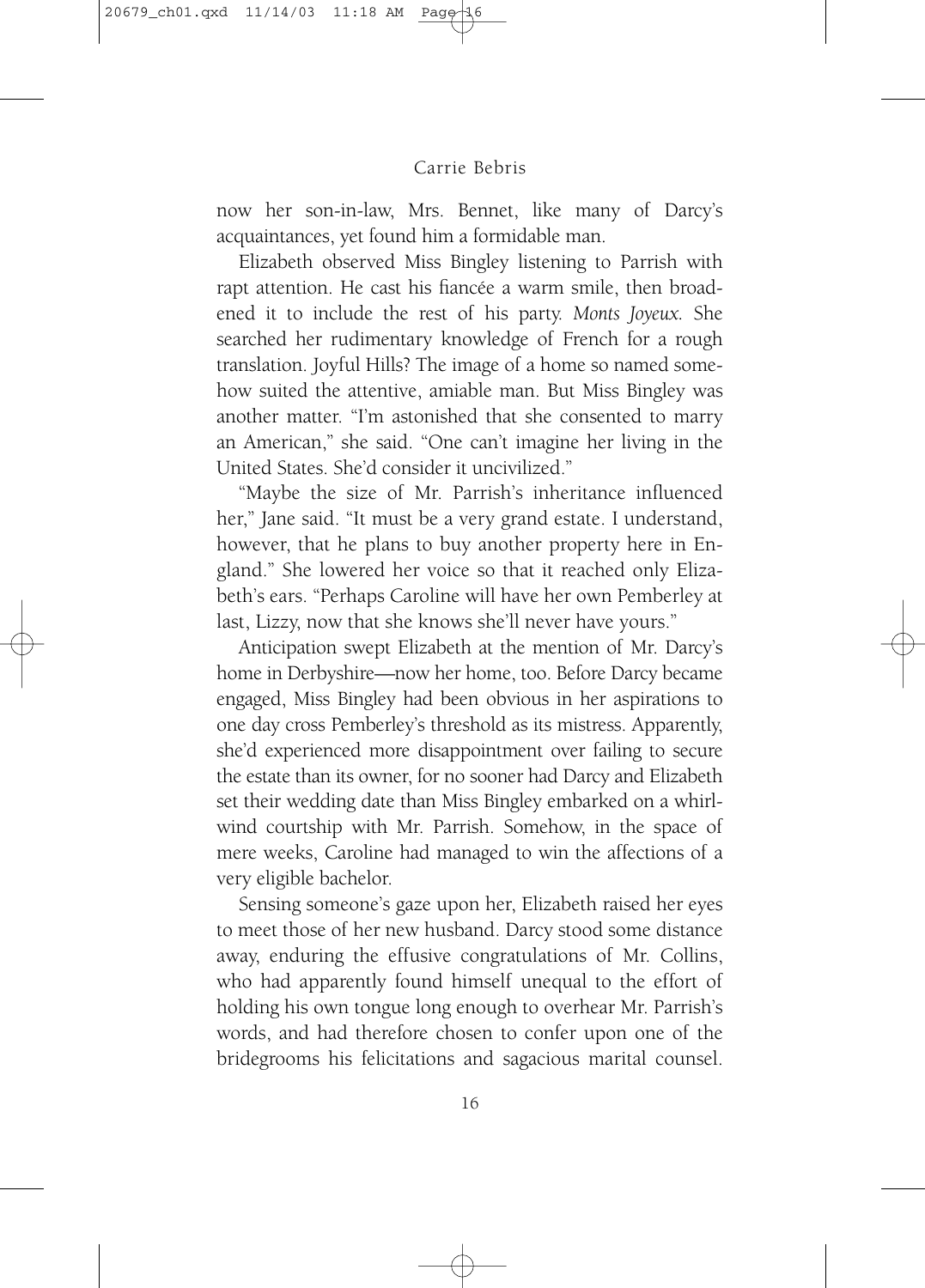now her son-in-law, Mrs. Bennet, like many of Darcy's acquaintances, yet found him a formidable man.

Elizabeth observed Miss Bingley listening to Parrish with rapt attention. He cast his fiancée a warm smile, then broadened it to include the rest of his party. *Monts Joyeux.* She searched her rudimentary knowledge of French for a rough translation. Joyful Hills? The image of a home so named somehow suited the attentive, amiable man. But Miss Bingley was another matter. "I'm astonished that she consented to marry an American," she said. "One can't imagine her living in the United States. She'd consider it uncivilized."

"Maybe the size of Mr. Parrish's inheritance influenced her," Jane said. "It must be a very grand estate. I understand, however, that he plans to buy another property here in England." She lowered her voice so that it reached only Elizabeth's ears. "Perhaps Caroline will have her own Pemberley at last, Lizzy, now that she knows she'll never have yours."

Anticipation swept Elizabeth at the mention of Mr. Darcy's home in Derbyshire—now her home, too. Before Darcy became engaged, Miss Bingley had been obvious in her aspirations to one day cross Pemberley's threshold as its mistress. Apparently, she'd experienced more disappointment over failing to secure the estate than its owner, for no sooner had Darcy and Elizabeth set their wedding date than Miss Bingley embarked on a whirlwind courtship with Mr. Parrish. Somehow, in the space of mere weeks, Caroline had managed to win the affections of a very eligible bachelor.

Sensing someone's gaze upon her, Elizabeth raised her eyes to meet those of her new husband. Darcy stood some distance away, enduring the effusive congratulations of Mr. Collins, who had apparently found himself unequal to the effort of holding his own tongue long enough to overhear Mr. Parrish's words, and had therefore chosen to confer upon one of the bridegrooms his felicitations and sagacious marital counsel.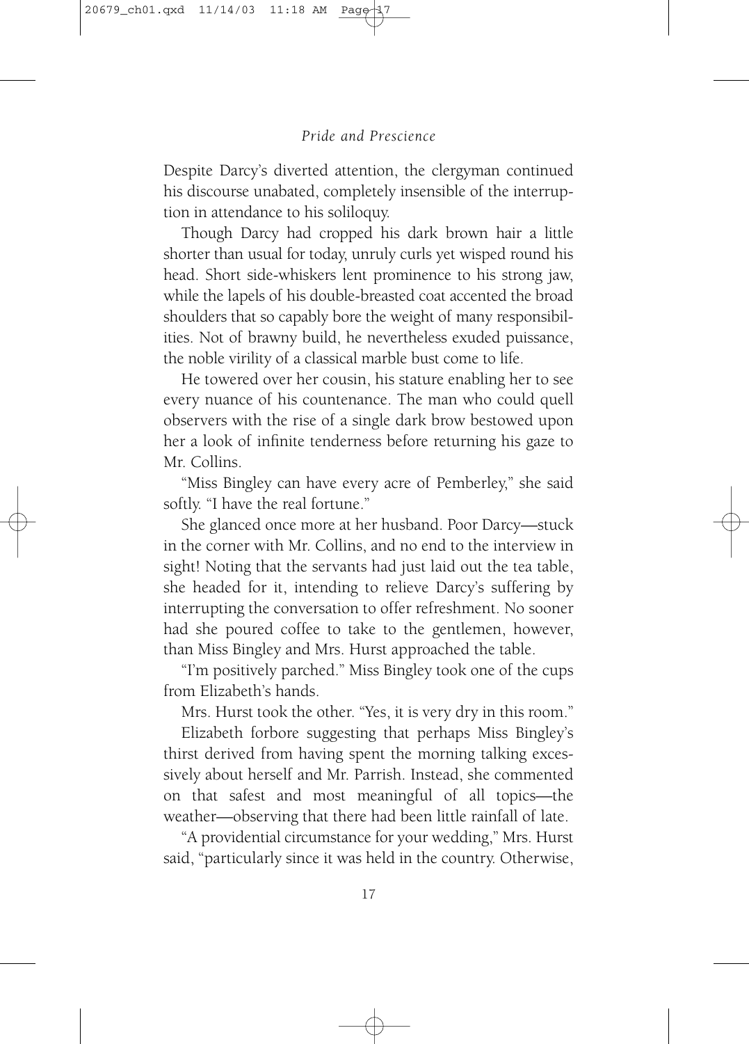Despite Darcy's diverted attention, the clergyman continued his discourse unabated, completely insensible of the interruption in attendance to his soliloquy.

Though Darcy had cropped his dark brown hair a little shorter than usual for today, unruly curls yet wisped round his head. Short side-whiskers lent prominence to his strong jaw, while the lapels of his double-breasted coat accented the broad shoulders that so capably bore the weight of many responsibilities. Not of brawny build, he nevertheless exuded puissance, the noble virility of a classical marble bust come to life.

He towered over her cousin, his stature enabling her to see every nuance of his countenance. The man who could quell observers with the rise of a single dark brow bestowed upon her a look of infinite tenderness before returning his gaze to Mr. Collins.

"Miss Bingley can have every acre of Pemberley," she said softly. "I have the real fortune."

She glanced once more at her husband. Poor Darcy—stuck in the corner with Mr. Collins, and no end to the interview in sight! Noting that the servants had just laid out the tea table, she headed for it, intending to relieve Darcy's suffering by interrupting the conversation to offer refreshment. No sooner had she poured coffee to take to the gentlemen, however, than Miss Bingley and Mrs. Hurst approached the table.

"I'm positively parched." Miss Bingley took one of the cups from Elizabeth's hands.

Mrs. Hurst took the other. "Yes, it is very dry in this room."

Elizabeth forbore suggesting that perhaps Miss Bingley's thirst derived from having spent the morning talking excessively about herself and Mr. Parrish. Instead, she commented on that safest and most meaningful of all topics—the weather—observing that there had been little rainfall of late.

"A providential circumstance for your wedding," Mrs. Hurst said, "particularly since it was held in the country. Otherwise,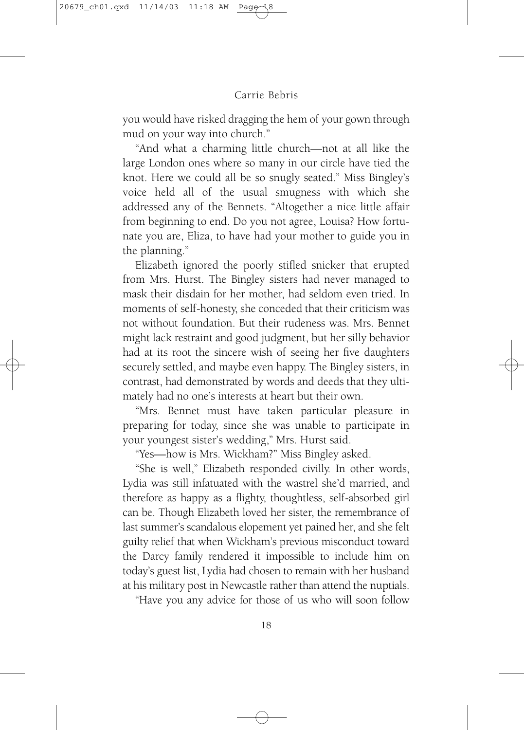you would have risked dragging the hem of your gown through mud on your way into church."

"And what a charming little church—not at all like the large London ones where so many in our circle have tied the knot. Here we could all be so snugly seated." Miss Bingley's voice held all of the usual smugness with which she addressed any of the Bennets. "Altogether a nice little affair from beginning to end. Do you not agree, Louisa? How fortunate you are, Eliza, to have had your mother to guide you in the planning."

Elizabeth ignored the poorly stifled snicker that erupted from Mrs. Hurst. The Bingley sisters had never managed to mask their disdain for her mother, had seldom even tried. In moments of self-honesty, she conceded that their criticism was not without foundation. But their rudeness was. Mrs. Bennet might lack restraint and good judgment, but her silly behavior had at its root the sincere wish of seeing her five daughters securely settled, and maybe even happy. The Bingley sisters, in contrast, had demonstrated by words and deeds that they ultimately had no one's interests at heart but their own.

"Mrs. Bennet must have taken particular pleasure in preparing for today, since she was unable to participate in your youngest sister's wedding," Mrs. Hurst said.

"Yes—how is Mrs. Wickham?" Miss Bingley asked.

"She is well," Elizabeth responded civilly. In other words, Lydia was still infatuated with the wastrel she'd married, and therefore as happy as a flighty, thoughtless, self-absorbed girl can be. Though Elizabeth loved her sister, the remembrance of last summer's scandalous elopement yet pained her, and she felt guilty relief that when Wickham's previous misconduct toward the Darcy family rendered it impossible to include him on today's guest list, Lydia had chosen to remain with her husband at his military post in Newcastle rather than attend the nuptials.

"Have you any advice for those of us who will soon follow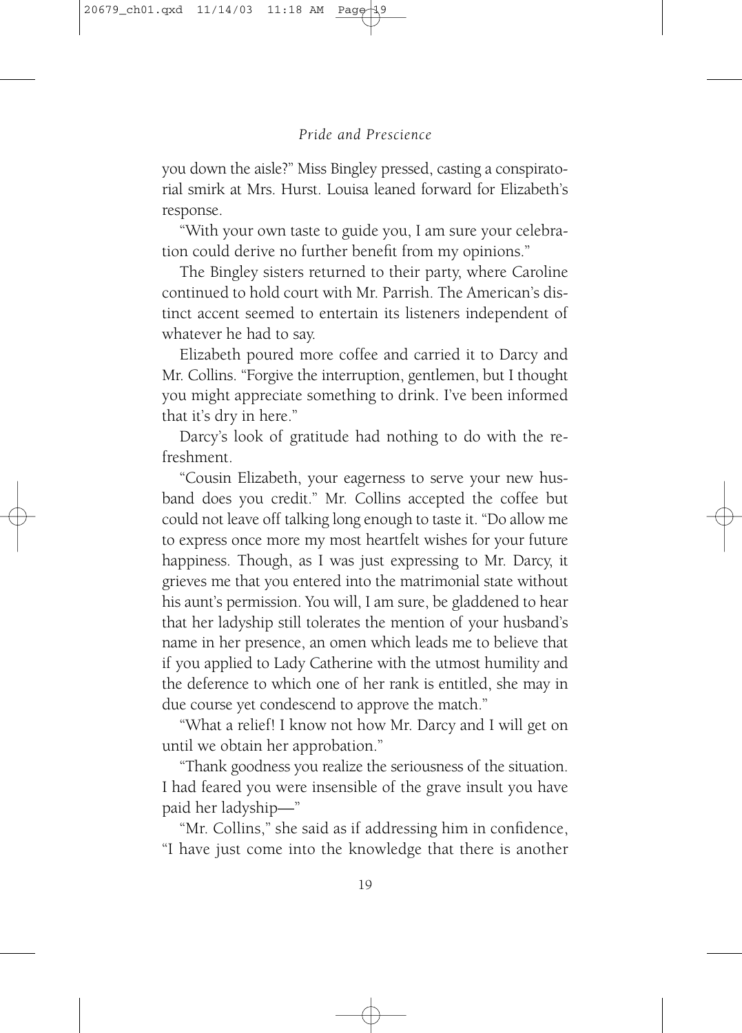you down the aisle?" Miss Bingley pressed, casting a conspiratorial smirk at Mrs. Hurst. Louisa leaned forward for Elizabeth's response.

"With your own taste to guide you, I am sure your celebration could derive no further benefit from my opinions."

The Bingley sisters returned to their party, where Caroline continued to hold court with Mr. Parrish. The American's distinct accent seemed to entertain its listeners independent of whatever he had to say.

Elizabeth poured more coffee and carried it to Darcy and Mr. Collins. "Forgive the interruption, gentlemen, but I thought you might appreciate something to drink. I've been informed that it's dry in here."

Darcy's look of gratitude had nothing to do with the refreshment.

"Cousin Elizabeth, your eagerness to serve your new husband does you credit." Mr. Collins accepted the coffee but could not leave off talking long enough to taste it. "Do allow me to express once more my most heartfelt wishes for your future happiness. Though, as I was just expressing to Mr. Darcy, it grieves me that you entered into the matrimonial state without his aunt's permission. You will, I am sure, be gladdened to hear that her ladyship still tolerates the mention of your husband's name in her presence, an omen which leads me to believe that if you applied to Lady Catherine with the utmost humility and the deference to which one of her rank is entitled, she may in due course yet condescend to approve the match."

"What a relief! I know not how Mr. Darcy and I will get on until we obtain her approbation."

"Thank goodness you realize the seriousness of the situation. I had feared you were insensible of the grave insult you have paid her ladyship—"

"Mr. Collins," she said as if addressing him in confidence, "I have just come into the knowledge that there is another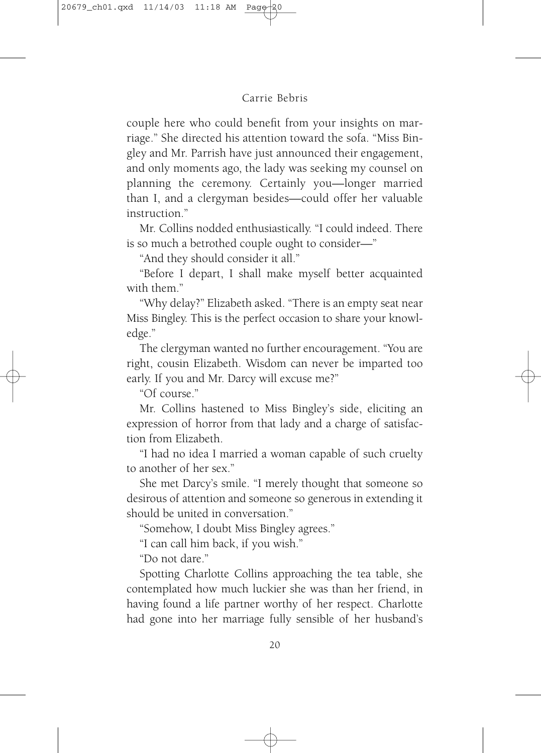couple here who could benefit from your insights on marriage." She directed his attention toward the sofa. "Miss Bingley and Mr. Parrish have just announced their engagement, and only moments ago, the lady was seeking my counsel on planning the ceremony. Certainly you—longer married than I, and a clergyman besides—could offer her valuable instruction."

Mr. Collins nodded enthusiastically. "I could indeed. There is so much a betrothed couple ought to consider—"

"And they should consider it all."

"Before I depart, I shall make myself better acquainted with them."

"Why delay?" Elizabeth asked. "There is an empty seat near Miss Bingley. This is the perfect occasion to share your knowledge."

The clergyman wanted no further encouragement. "You are right, cousin Elizabeth. Wisdom can never be imparted too early. If you and Mr. Darcy will excuse me?"

"Of course."

Mr. Collins hastened to Miss Bingley's side, eliciting an expression of horror from that lady and a charge of satisfaction from Elizabeth.

"I had no idea I married a woman capable of such cruelty to another of her sex."

She met Darcy's smile. "I merely thought that someone so desirous of attention and someone so generous in extending it should be united in conversation."

"Somehow, I doubt Miss Bingley agrees."

"I can call him back, if you wish."

"Do not dare."

Spotting Charlotte Collins approaching the tea table, she contemplated how much luckier she was than her friend, in having found a life partner worthy of her respect. Charlotte had gone into her marriage fully sensible of her husband's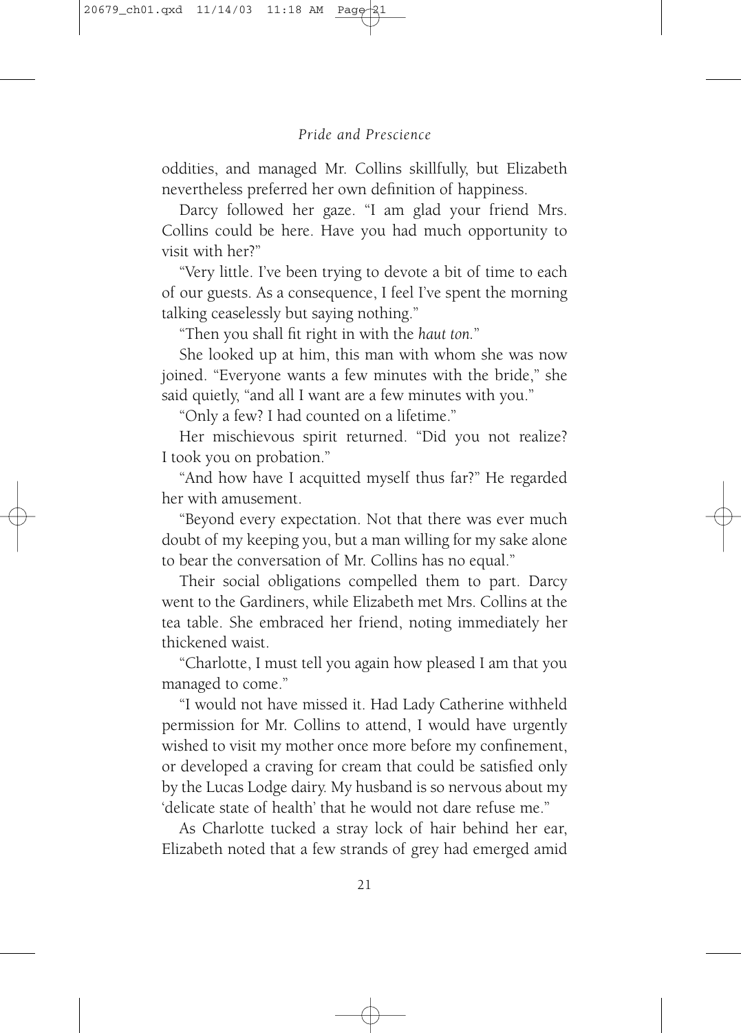oddities, and managed Mr. Collins skillfully, but Elizabeth nevertheless preferred her own definition of happiness.

Darcy followed her gaze. "I am glad your friend Mrs. Collins could be here. Have you had much opportunity to visit with her?"

"Very little. I've been trying to devote a bit of time to each of our guests. As a consequence, I feel I've spent the morning talking ceaselessly but saying nothing."

"Then you shall fit right in with the *haut ton.*"

She looked up at him, this man with whom she was now joined. "Everyone wants a few minutes with the bride," she said quietly, "and all I want are a few minutes with you."

"Only a few? I had counted on a lifetime."

Her mischievous spirit returned. "Did you not realize? I took you on probation."

"And how have I acquitted myself thus far?" He regarded her with amusement.

"Beyond every expectation. Not that there was ever much doubt of my keeping you, but a man willing for my sake alone to bear the conversation of Mr. Collins has no equal."

Their social obligations compelled them to part. Darcy went to the Gardiners, while Elizabeth met Mrs. Collins at the tea table. She embraced her friend, noting immediately her thickened waist.

"Charlotte, I must tell you again how pleased I am that you managed to come."

"I would not have missed it. Had Lady Catherine withheld permission for Mr. Collins to attend, I would have urgently wished to visit my mother once more before my confinement, or developed a craving for cream that could be satisfied only by the Lucas Lodge dairy. My husband is so nervous about my 'delicate state of health' that he would not dare refuse me."

As Charlotte tucked a stray lock of hair behind her ear, Elizabeth noted that a few strands of grey had emerged amid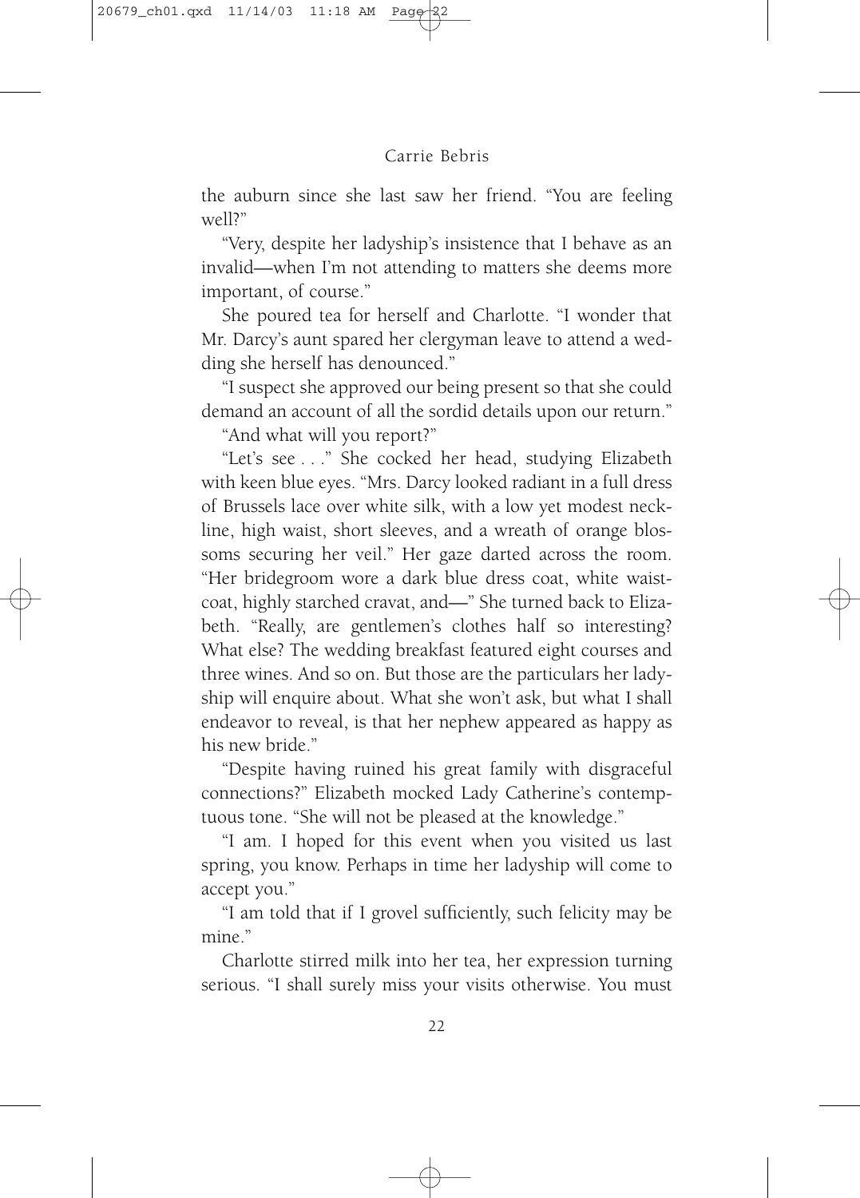the auburn since she last saw her friend. "You are feeling well?"

"Very, despite her ladyship's insistence that I behave as an invalid—when I'm not attending to matters she deems more important, of course."

She poured tea for herself and Charlotte. "I wonder that Mr. Darcy's aunt spared her clergyman leave to attend a wedding she herself has denounced."

"I suspect she approved our being present so that she could demand an account of all the sordid details upon our return."

"And what will you report?"

"Let's see . . ." She cocked her head, studying Elizabeth with keen blue eyes. "Mrs. Darcy looked radiant in a full dress of Brussels lace over white silk, with a low yet modest neckline, high waist, short sleeves, and a wreath of orange blossoms securing her veil." Her gaze darted across the room. "Her bridegroom wore a dark blue dress coat, white waistcoat, highly starched cravat, and—" She turned back to Elizabeth. "Really, are gentlemen's clothes half so interesting? What else? The wedding breakfast featured eight courses and three wines. And so on. But those are the particulars her ladyship will enquire about. What she won't ask, but what I shall endeavor to reveal, is that her nephew appeared as happy as his new bride."

"Despite having ruined his great family with disgraceful connections?" Elizabeth mocked Lady Catherine's contemptuous tone. "She will not be pleased at the knowledge."

"I am. I hoped for this event when you visited us last spring, you know. Perhaps in time her ladyship will come to accept you."

"I am told that if I grovel sufficiently, such felicity may be mine."

Charlotte stirred milk into her tea, her expression turning serious. "I shall surely miss your visits otherwise. You must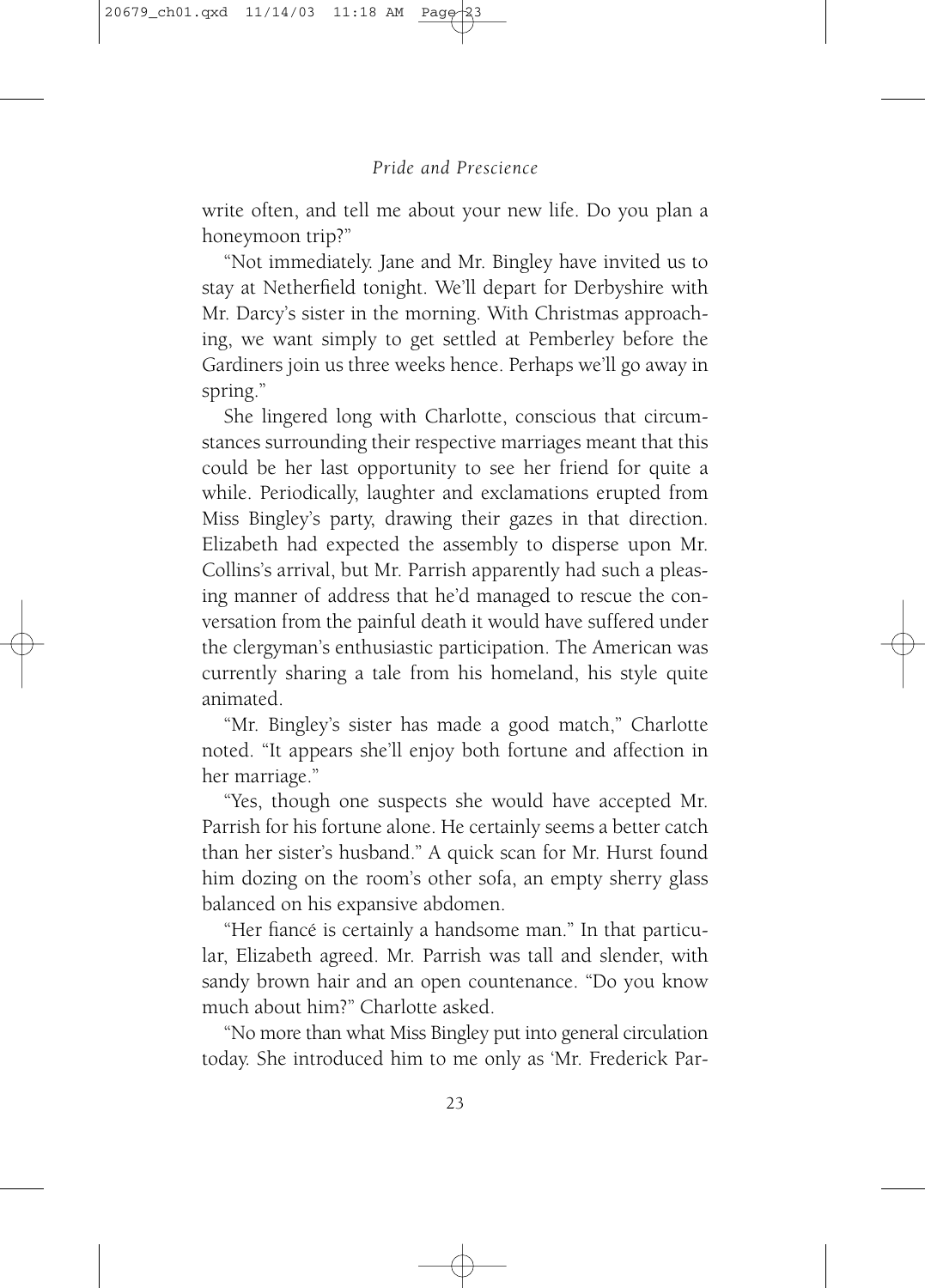write often, and tell me about your new life. Do you plan a honeymoon trip?"

"Not immediately. Jane and Mr. Bingley have invited us to stay at Netherfield tonight. We'll depart for Derbyshire with Mr. Darcy's sister in the morning. With Christmas approaching, we want simply to get settled at Pemberley before the Gardiners join us three weeks hence. Perhaps we'll go away in spring."

She lingered long with Charlotte, conscious that circumstances surrounding their respective marriages meant that this could be her last opportunity to see her friend for quite a while. Periodically, laughter and exclamations erupted from Miss Bingley's party, drawing their gazes in that direction. Elizabeth had expected the assembly to disperse upon Mr. Collins's arrival, but Mr. Parrish apparently had such a pleasing manner of address that he'd managed to rescue the conversation from the painful death it would have suffered under the clergyman's enthusiastic participation. The American was currently sharing a tale from his homeland, his style quite animated.

"Mr. Bingley's sister has made a good match," Charlotte noted. "It appears she'll enjoy both fortune and affection in her marriage."

"Yes, though one suspects she would have accepted Mr. Parrish for his fortune alone. He certainly seems a better catch than her sister's husband." A quick scan for Mr. Hurst found him dozing on the room's other sofa, an empty sherry glass balanced on his expansive abdomen.

"Her fiancé is certainly a handsome man." In that particular, Elizabeth agreed. Mr. Parrish was tall and slender, with sandy brown hair and an open countenance. "Do you know much about him?" Charlotte asked.

"No more than what Miss Bingley put into general circulation today. She introduced him to me only as 'Mr. Frederick Par-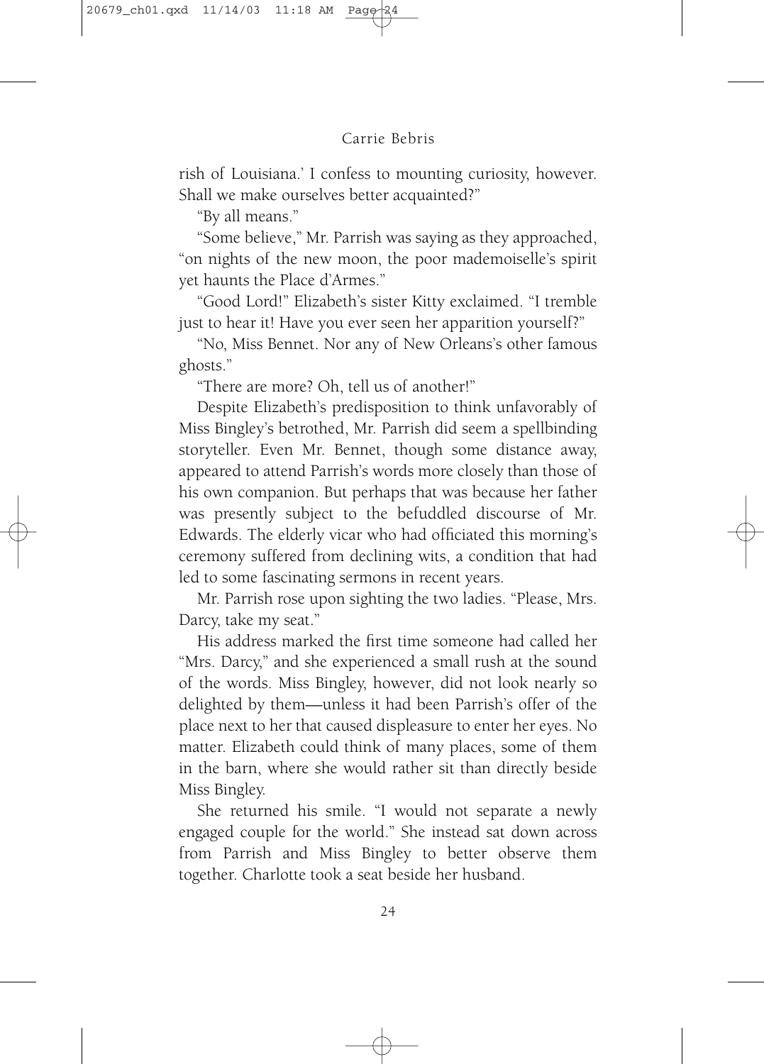rish of Louisiana.' I confess to mounting curiosity, however. Shall we make ourselves better acquainted?"

"By all means."

"Some believe," Mr. Parrish was saying as they approached, "on nights of the new moon, the poor mademoiselle's spirit yet haunts the Place d'Armes."

"Good Lord!" Elizabeth's sister Kitty exclaimed. "I tremble just to hear it! Have you ever seen her apparition yourself?"

"No, Miss Bennet. Nor any of New Orleans's other famous ghosts."

"There are more? Oh, tell us of another!"

Despite Elizabeth's predisposition to think unfavorably of Miss Bingley's betrothed, Mr. Parrish did seem a spellbinding storyteller. Even Mr. Bennet, though some distance away, appeared to attend Parrish's words more closely than those of his own companion. But perhaps that was because her father was presently subject to the befuddled discourse of Mr. Edwards. The elderly vicar who had officiated this morning's ceremony suffered from declining wits, a condition that had led to some fascinating sermons in recent years.

Mr. Parrish rose upon sighting the two ladies. "Please, Mrs. Darcy, take my seat."

His address marked the first time someone had called her "Mrs. Darcy," and she experienced a small rush at the sound of the words. Miss Bingley, however, did not look nearly so delighted by them—unless it had been Parrish's offer of the place next to her that caused displeasure to enter her eyes. No matter. Elizabeth could think of many places, some of them in the barn, where she would rather sit than directly beside Miss Bingley.

She returned his smile. "I would not separate a newly engaged couple for the world." She instead sat down across from Parrish and Miss Bingley to better observe them together. Charlotte took a seat beside her husband.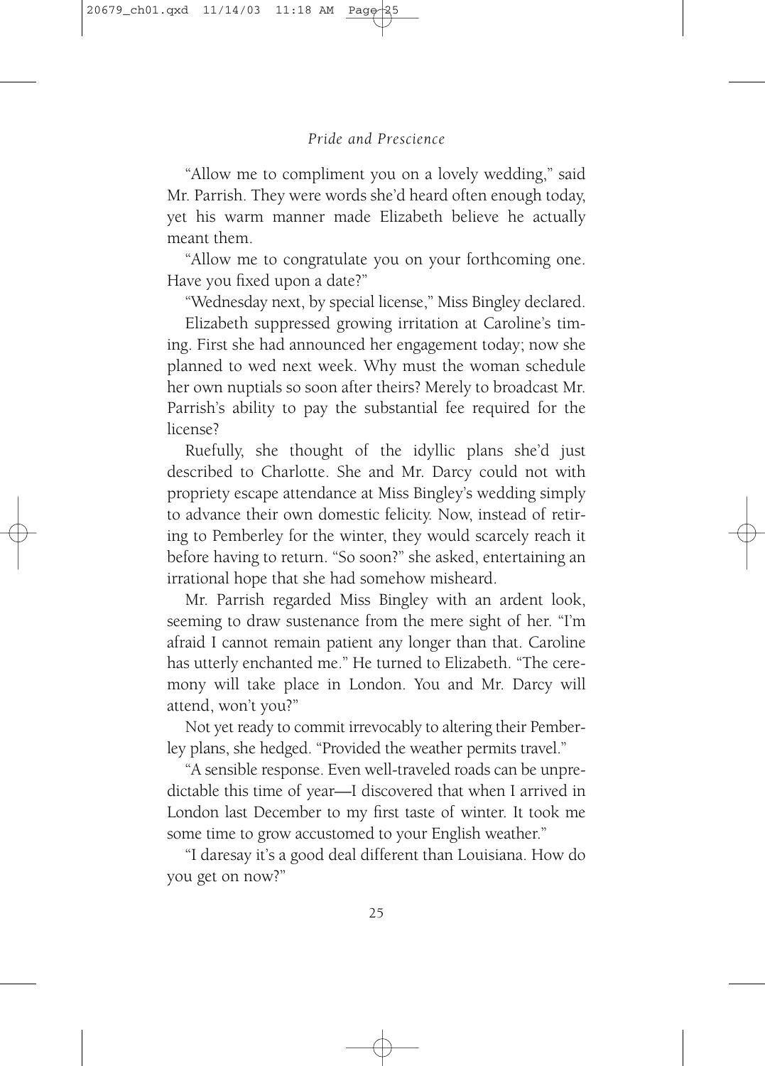"Allow me to compliment you on a lovely wedding," said Mr. Parrish. They were words she'd heard often enough today, yet his warm manner made Elizabeth believe he actually meant them.

"Allow me to congratulate you on your forthcoming one. Have you fixed upon a date?"

"Wednesday next, by special license," Miss Bingley declared.

Elizabeth suppressed growing irritation at Caroline's timing. First she had announced her engagement today; now she planned to wed next week. Why must the woman schedule her own nuptials so soon after theirs? Merely to broadcast Mr. Parrish's ability to pay the substantial fee required for the license?

Ruefully, she thought of the idyllic plans she'd just described to Charlotte. She and Mr. Darcy could not with propriety escape attendance at Miss Bingley's wedding simply to advance their own domestic felicity. Now, instead of retiring to Pemberley for the winter, they would scarcely reach it before having to return. "So soon?" she asked, entertaining an irrational hope that she had somehow misheard.

Mr. Parrish regarded Miss Bingley with an ardent look, seeming to draw sustenance from the mere sight of her. "I'm afraid I cannot remain patient any longer than that. Caroline has utterly enchanted me." He turned to Elizabeth. "The ceremony will take place in London. You and Mr. Darcy will attend, won't you?"

Not yet ready to commit irrevocably to altering their Pemberley plans, she hedged. "Provided the weather permits travel."

"A sensible response. Even well-traveled roads can be unpredictable this time of year—I discovered that when I arrived in London last December to my first taste of winter. It took me some time to grow accustomed to your English weather."

"I daresay it's a good deal different than Louisiana. How do you get on now?"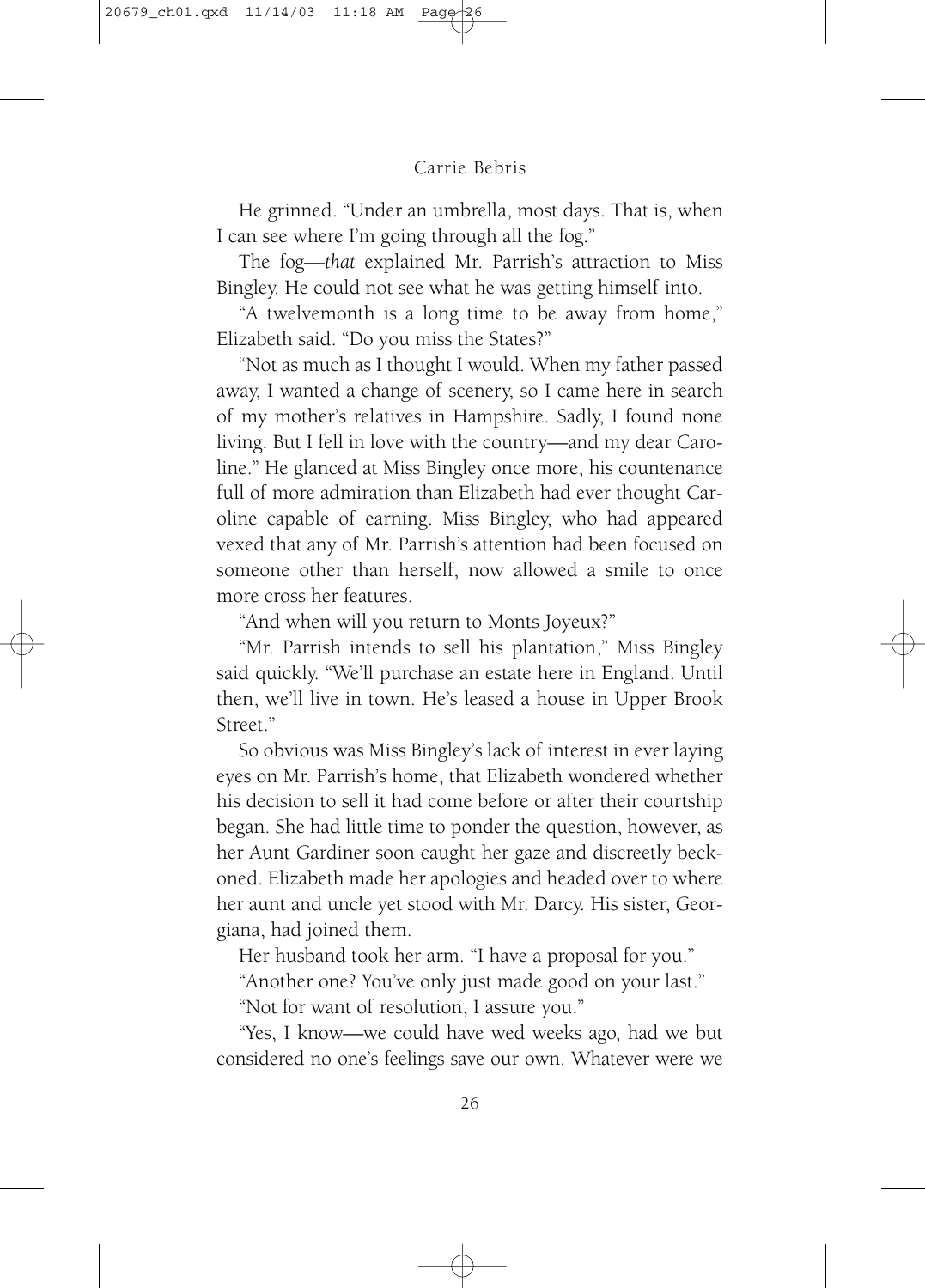He grinned. "Under an umbrella, most days. That is, when I can see where I'm going through all the fog."

The fog—*that* explained Mr. Parrish's attraction to Miss Bingley. He could not see what he was getting himself into.

"A twelvemonth is a long time to be away from home," Elizabeth said. "Do you miss the States?"

"Not as much as I thought I would. When my father passed away, I wanted a change of scenery, so I came here in search of my mother's relatives in Hampshire. Sadly, I found none living. But I fell in love with the country—and my dear Caroline." He glanced at Miss Bingley once more, his countenance full of more admiration than Elizabeth had ever thought Caroline capable of earning. Miss Bingley, who had appeared vexed that any of Mr. Parrish's attention had been focused on someone other than herself, now allowed a smile to once more cross her features.

"And when will you return to Monts Joyeux?"

"Mr. Parrish intends to sell his plantation," Miss Bingley said quickly. "We'll purchase an estate here in England. Until then, we'll live in town. He's leased a house in Upper Brook Street."

So obvious was Miss Bingley's lack of interest in ever laying eyes on Mr. Parrish's home, that Elizabeth wondered whether his decision to sell it had come before or after their courtship began. She had little time to ponder the question, however, as her Aunt Gardiner soon caught her gaze and discreetly beckoned. Elizabeth made her apologies and headed over to where her aunt and uncle yet stood with Mr. Darcy. His sister, Georgiana, had joined them.

Her husband took her arm. "I have a proposal for you."

"Another one? You've only just made good on your last."

"Not for want of resolution, I assure you."

"Yes, I know—we could have wed weeks ago, had we but considered no one's feelings save our own. Whatever were we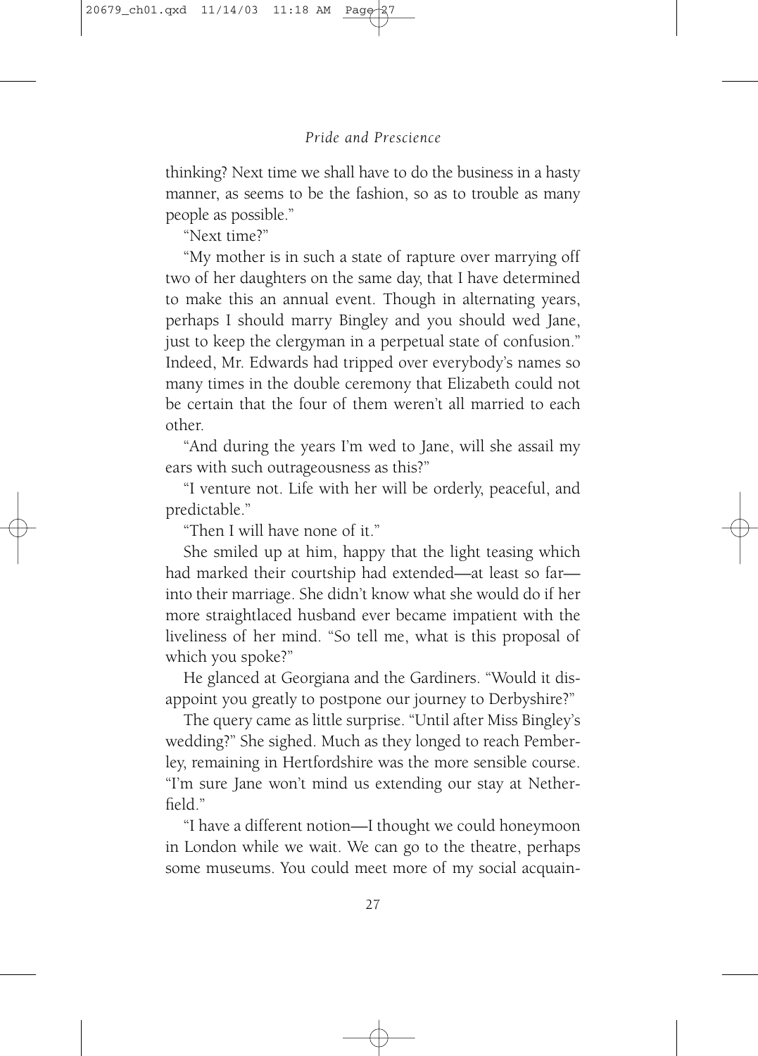thinking? Next time we shall have to do the business in a hasty manner, as seems to be the fashion, so as to trouble as many people as possible."

"Next time?"

"My mother is in such a state of rapture over marrying off two of her daughters on the same day, that I have determined to make this an annual event. Though in alternating years, perhaps I should marry Bingley and you should wed Jane, just to keep the clergyman in a perpetual state of confusion." Indeed, Mr. Edwards had tripped over everybody's names so many times in the double ceremony that Elizabeth could not be certain that the four of them weren't all married to each other.

"And during the years I'm wed to Jane, will she assail my ears with such outrageousness as this?"

"I venture not. Life with her will be orderly, peaceful, and predictable."

"Then I will have none of it."

She smiled up at him, happy that the light teasing which had marked their courtship had extended—at least so far—into their marriage. She didn't know what she would do if her more straightlaced husband ever became impatient with the liveliness of her mind. "So tell me, what is this proposal of which you spoke?"

He glanced at Georgiana and the Gardiners. "Would it disappoint you greatly to postpone our journey to Derbyshire?"

The query came as little surprise. "Until after Miss Bingley's wedding?" She sighed. Much as they longed to reach Pemberley, remaining in Hertfordshire was the more sensible course. "I'm sure Jane won't mind us extending our stay at Netherfield."

"I have a different notion—I thought we could honeymoon in London while we wait. We can go to the theatre, perhaps some museums. You could meet more of my social acquain-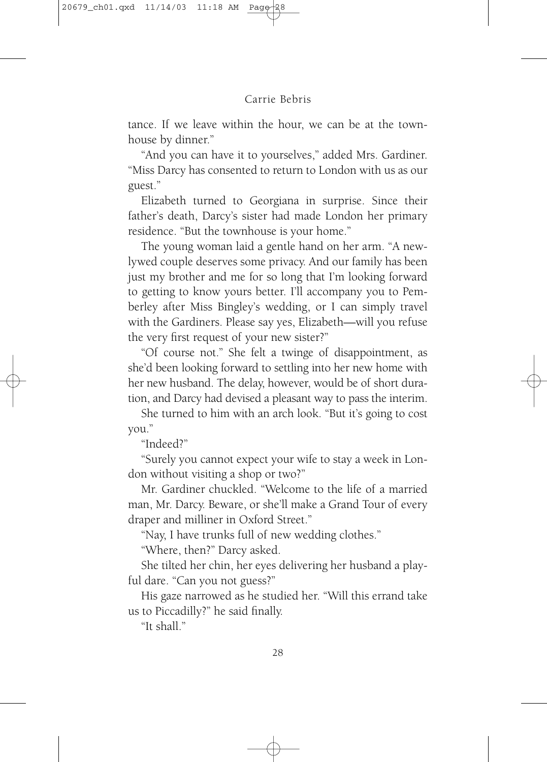tance. If we leave within the hour, we can be at the townhouse by dinner."

"And you can have it to yourselves," added Mrs. Gardiner. "Miss Darcy has consented to return to London with us as our guest."

Elizabeth turned to Georgiana in surprise. Since their father's death, Darcy's sister had made London her primary residence. "But the townhouse is your home."

The young woman laid a gentle hand on her arm. "A newlywed couple deserves some privacy. And our family has been just my brother and me for so long that I'm looking forward to getting to know yours better. I'll accompany you to Pemberley after Miss Bingley's wedding, or I can simply travel with the Gardiners. Please say yes, Elizabeth—will you refuse the very first request of your new sister?"

"Of course not." She felt a twinge of disappointment, as she'd been looking forward to settling into her new home with her new husband. The delay, however, would be of short duration, and Darcy had devised a pleasant way to pass the interim.

She turned to him with an arch look. "But it's going to cost you."

"Indeed?"

"Surely you cannot expect your wife to stay a week in London without visiting a shop or two?"

Mr. Gardiner chuckled. "Welcome to the life of a married man, Mr. Darcy. Beware, or she'll make a Grand Tour of every draper and milliner in Oxford Street."

"Nay, I have trunks full of new wedding clothes."

"Where, then?" Darcy asked.

She tilted her chin, her eyes delivering her husband a playful dare. "Can you not guess?"

His gaze narrowed as he studied her. "Will this errand take us to Piccadilly?" he said finally.

"It shall."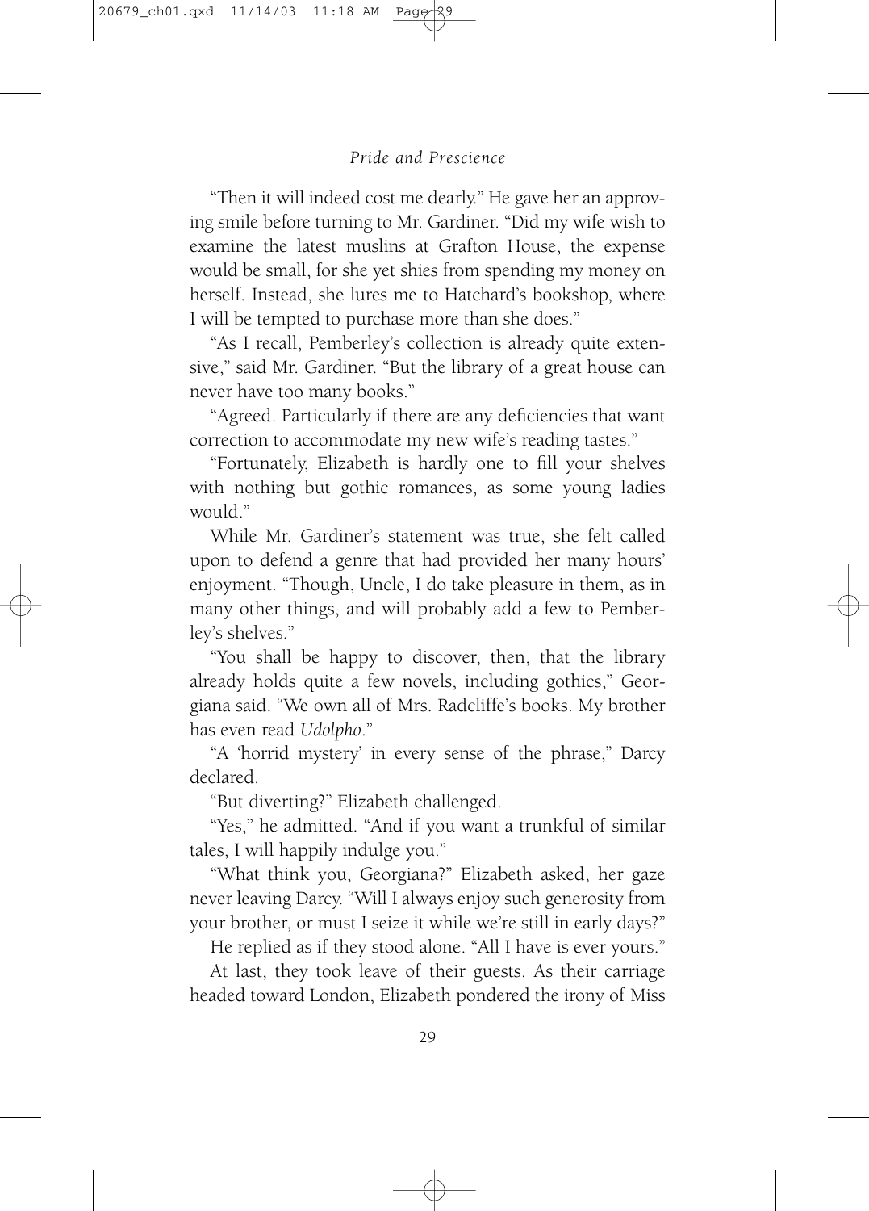"Then it will indeed cost me dearly." He gave her an approving smile before turning to Mr. Gardiner. "Did my wife wish to examine the latest muslins at Grafton House, the expense would be small, for she yet shies from spending my money on herself. Instead, she lures me to Hatchard's bookshop, where I will be tempted to purchase more than she does."

"As I recall, Pemberley's collection is already quite extensive," said Mr. Gardiner. "But the library of a great house can never have too many books."

"Agreed. Particularly if there are any deficiencies that want correction to accommodate my new wife's reading tastes."

"Fortunately, Elizabeth is hardly one to fill your shelves with nothing but gothic romances, as some young ladies would."

While Mr. Gardiner's statement was true, she felt called upon to defend a genre that had provided her many hours' enjoyment. "Though, Uncle, I do take pleasure in them, as in many other things, and will probably add a few to Pemberley's shelves."

"You shall be happy to discover, then, that the library already holds quite a few novels, including gothics," Georgiana said. "We own all of Mrs. Radcliffe's books. My brother has even read *Udolpho*."

"A 'horrid mystery' in every sense of the phrase," Darcy declared.

"But diverting?" Elizabeth challenged.

"Yes," he admitted. "And if you want a trunkful of similar tales, I will happily indulge you."

"What think you, Georgiana?" Elizabeth asked, her gaze never leaving Darcy. "Will I always enjoy such generosity from your brother, or must I seize it while we're still in early days?"

He replied as if they stood alone. "All I have is ever yours."

At last, they took leave of their guests. As their carriage headed toward London, Elizabeth pondered the irony of Miss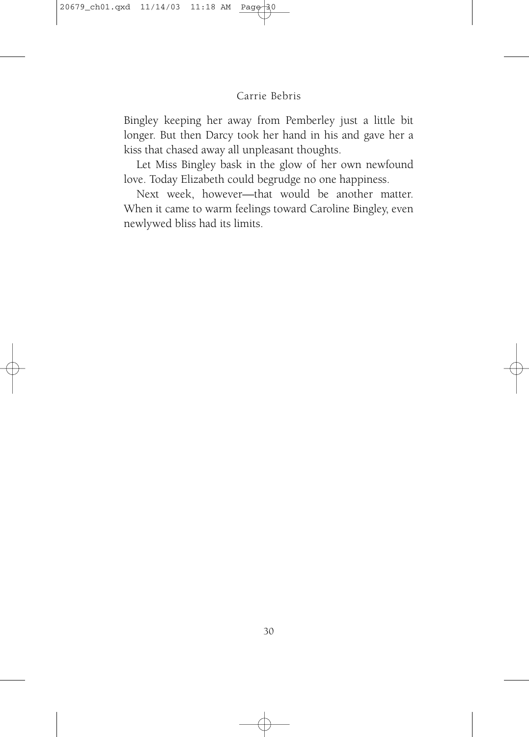Bingley keeping her away from Pemberley just a little bit longer. But then Darcy took her hand in his and gave her a kiss that chased away all unpleasant thoughts.

Let Miss Bingley bask in the glow of her own newfound love. Today Elizabeth could begrudge no one happiness.

Next week, however—that would be another matter. When it came to warm feelings toward Caroline Bingley, even newlywed bliss had its limits.